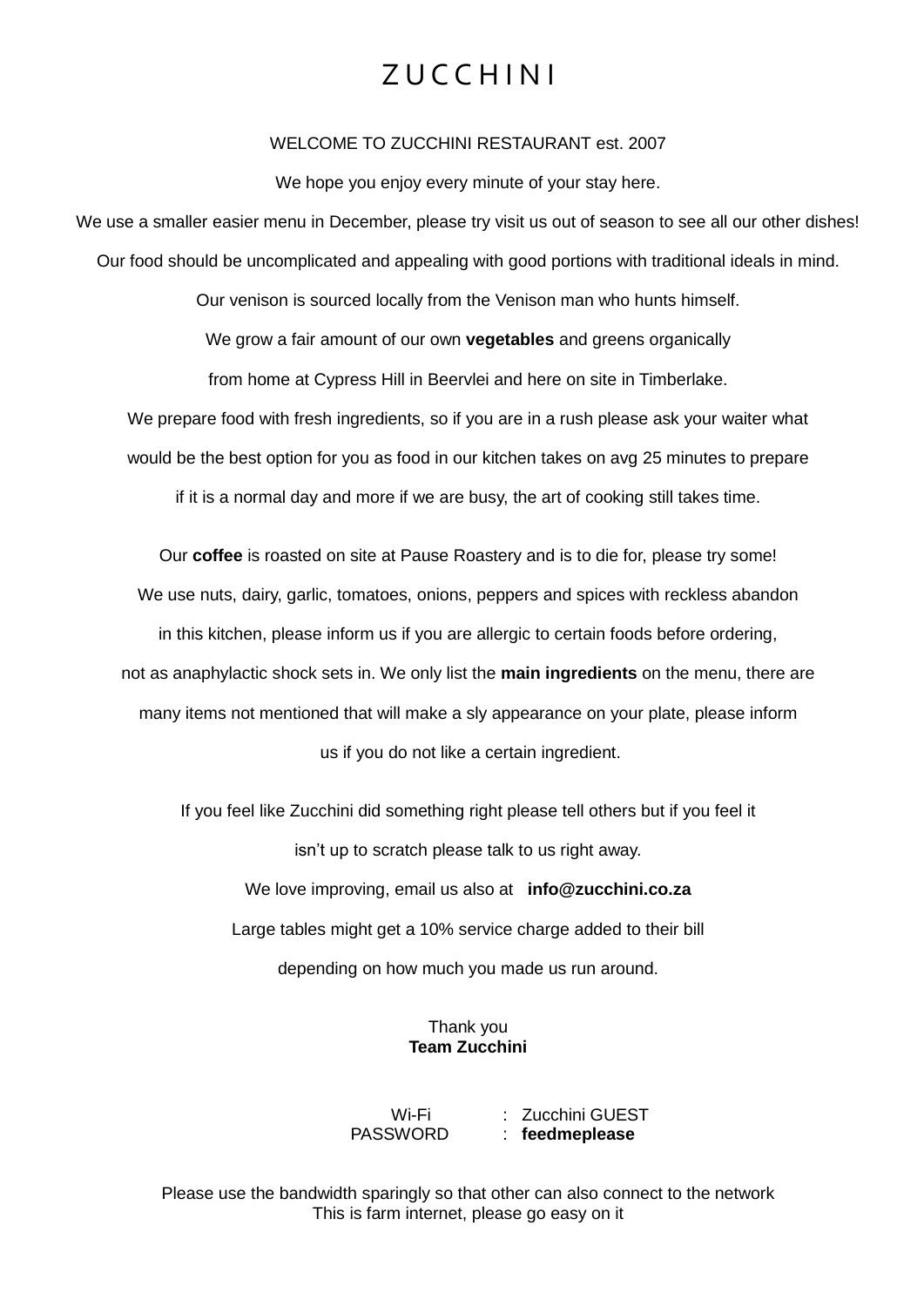# Z U C C H I N I

WELCOME TO ZUCCHINI RESTAURANT est. 2007

We hope you enjoy every minute of your stay here.

We use a smaller easier menu in December, please try visit us out of season to see all our other dishes!

Our food should be uncomplicated and appealing with good portions with traditional ideals in mind.

Our venison is sourced locally from the Venison man who hunts himself.

We grow a fair amount of our own **vegetables** and greens organically

from home at Cypress Hill in Beervlei and here on site in Timberlake.

We prepare food with fresh ingredients, so if you are in a rush please ask your waiter what

would be the best option for you as food in our kitchen takes on avg 25 minutes to prepare

if it is a normal day and more if we are busy, the art of cooking still takes time.

Our **coffee** is roasted on site at Pause Roastery and is to die for, please try some!

We use nuts, dairy, garlic, tomatoes, onions, peppers and spices with reckless abandon

in this kitchen, please inform us if you are allergic to certain foods before ordering,

not as anaphylactic shock sets in. We only list the **main ingredients** on the menu, there are

many items not mentioned that will make a sly appearance on your plate, please inform

us if you do not like a certain ingredient.

If you feel like Zucchini did something right please tell others but if you feel it

isn't up to scratch please talk to us right away.

We love improving, email us also at **info@zucchini.co.za**

Large tables might get a 10% service charge added to their bill

depending on how much you made us run around.

Thank you
**Team Zucchini**

Wi-Fi : Zucchini GUEST
PASSWORD : **feedmeplease**

Please use the bandwidth sparingly so that other can also connect to the network
This is farm internet, please go easy on it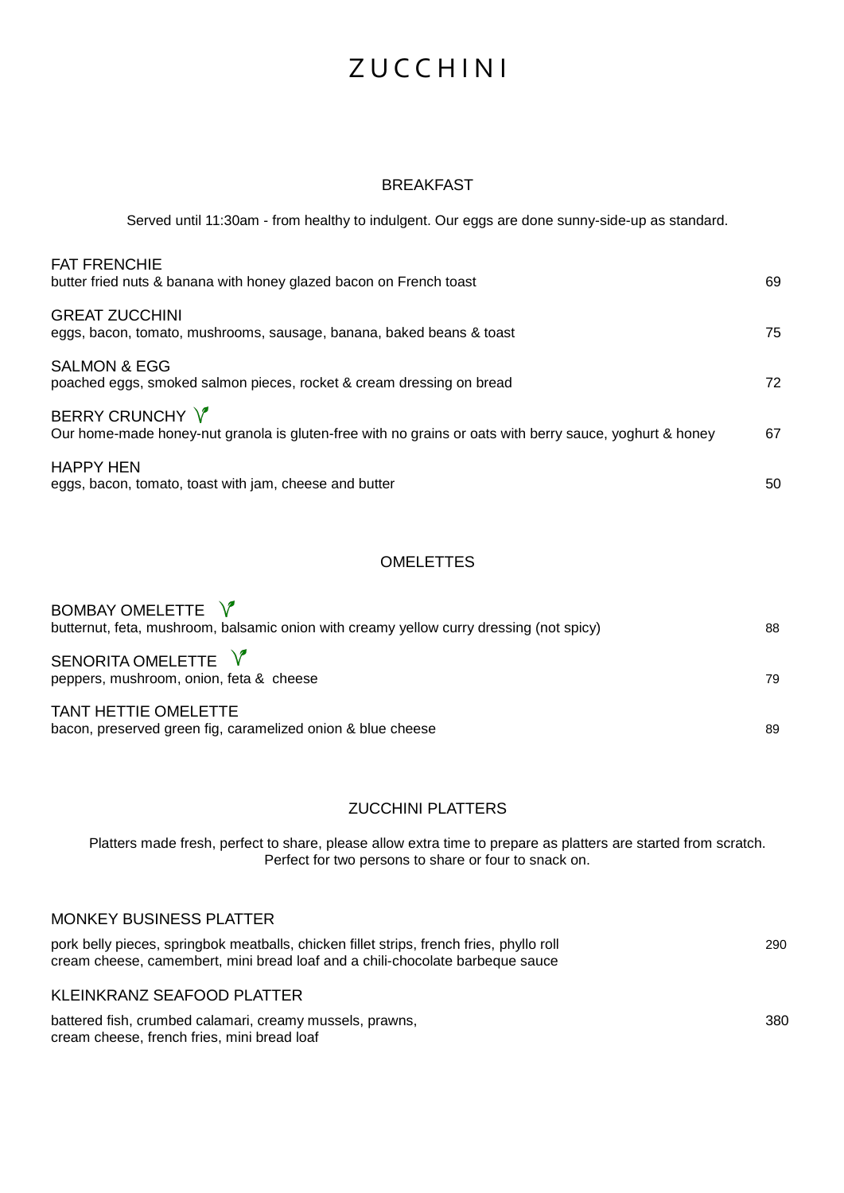# ZUCCHINI

## BREAKFAST

Served until 11:30am - from healthy to indulgent. Our eggs are done sunny-side-up as standard.

**FAT FRENCHIE**
butter fried nuts & banana with honey glazed bacon on French toast — 69

**GREAT ZUCCHINI**
eggs, bacon, tomato, mushrooms, sausage, banana, baked beans & toast — 75

**SALMON & EGG**
poached eggs, smoked salmon pieces, rocket & cream dressing on bread — 72

**BERRY CRUNCHY** V
Our home-made honey-nut granola is gluten-free with no grains or oats with berry sauce, yoghurt & honey — 67

**HAPPY HEN**
eggs, bacon, tomato, toast with jam, cheese and butter — 50

## OMELETTES

**BOMBAY OMELETTE** V
butternut, feta, mushroom, balsamic onion with creamy yellow curry dressing (not spicy) — 88

**SENORITA OMELETTE** V
peppers, mushroom, onion, feta & cheese — 79

**TANT HETTIE OMELETTE**
bacon, preserved green fig, caramelized onion & blue cheese — 89

## ZUCCHINI PLATTERS

Platters made fresh, perfect to share, please allow extra time to prepare as platters are started from scratch. Perfect for two persons to share or four to snack on.

**MONKEY BUSINESS PLATTER**
pork belly pieces, springbok meatballs, chicken fillet strips, french fries, phyllo roll cream cheese, camembert, mini bread loaf and a chili-chocolate barbeque sauce — 290

**KLEINKRANZ SEAFOOD PLATTER**
battered fish, crumbed calamari, creamy mussels, prawns, cream cheese, french fries, mini bread loaf — 380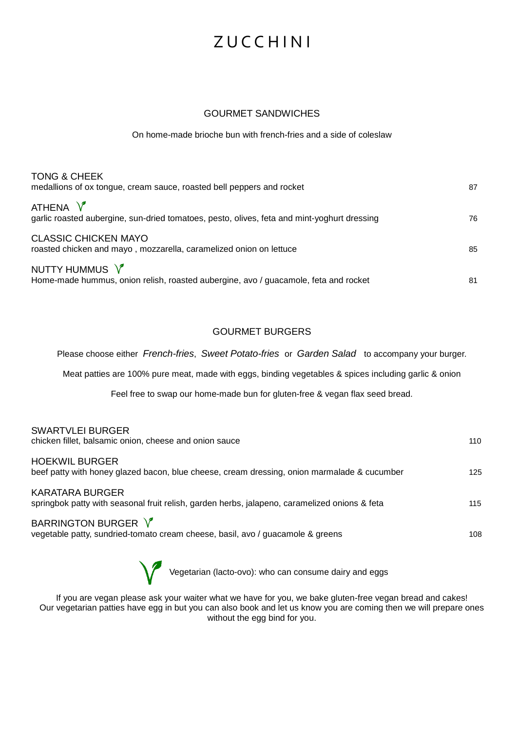# ZUCCHINI

## GOURMET SANDWICHES

On home-made brioche bun with french-fries and a side of coleslaw

| | |
|---|---|
| **TONG & CHEEK**<br>medallions of ox tongue, cream sauce, roasted bell peppers and rocket | 87 |
| **ATHENA** V<br>garlic roasted aubergine, sun-dried tomatoes, pesto, olives, feta and mint-yoghurt dressing | 76 |
| **CLASSIC CHICKEN MAYO**<br>roasted chicken and mayo , mozzarella, caramelized onion on lettuce | 85 |
| **NUTTY HUMMUS** V<br>Home-made hummus, onion relish, roasted aubergine, avo / guacamole, feta and rocket | 81 |

## GOURMET BURGERS

Please choose either *French-fries*, *Sweet Potato-fries* or *Garden Salad* to accompany your burger.

Meat patties are 100% pure meat, made with eggs, binding vegetables & spices including garlic & onion

Feel free to swap our home-made bun for gluten-free & vegan flax seed bread.

| | |
|---|---|
| **SWARTVLEI BURGER**<br>chicken fillet, balsamic onion, cheese and onion sauce | 110 |
| **HOEKWIL BURGER**<br>beef patty with honey glazed bacon, blue cheese, cream dressing, onion marmalade & cucumber | 125 |
| **KARATARA BURGER**<br>springbok patty with seasonal fruit relish, garden herbs, jalapeno, caramelized onions & feta | 115 |
| **BARRINGTON BURGER** V<br>vegetable patty, sundried-tomato cream cheese, basil, avo / guacamole & greens | 108 |

V Vegetarian (lacto-ovo): who can consume dairy and eggs

If you are vegan please ask your waiter what we have for you, we bake gluten-free vegan bread and cakes!
Our vegetarian patties have egg in but you can also book and let us know you are coming then we will prepare ones without the egg bind for you.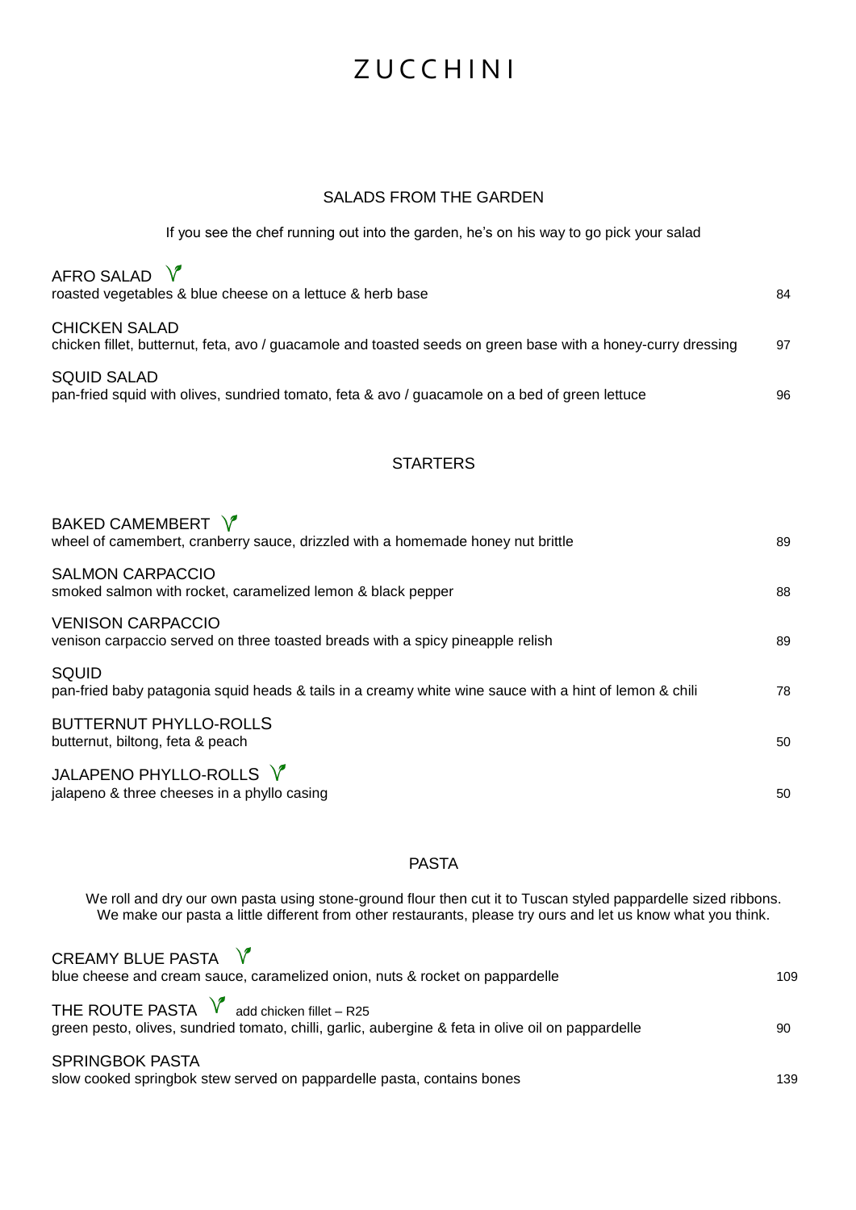# ZUCCHINI

## SALADS FROM THE GARDEN

If you see the chef running out into the garden, he's on his way to go pick your salad

**AFRO SALAD** V
roasted vegetables & blue cheese on a lettuce & herb base — 84

**CHICKEN SALAD**
chicken fillet, butternut, feta, avo / guacamole and toasted seeds on green base with a honey-curry dressing — 97

**SQUID SALAD**
pan-fried squid with olives, sundried tomato, feta & avo / guacamole on a bed of green lettuce — 96

## STARTERS

**BAKED CAMEMBERT** V
wheel of camembert, cranberry sauce, drizzled with a homemade honey nut brittle — 89

**SALMON CARPACCIO**
smoked salmon with rocket, caramelized lemon & black pepper — 88

**VENISON CARPACCIO**
venison carpaccio served on three toasted breads with a spicy pineapple relish — 89

**SQUID**
pan-fried baby patagonia squid heads & tails in a creamy white wine sauce with a hint of lemon & chili — 78

**BUTTERNUT PHYLLO-ROLLS**
butternut, biltong, feta & peach — 50

**JALAPENO PHYLLO-ROLLS** V
jalapeno & three cheeses in a phyllo casing — 50

## PASTA

We roll and dry our own pasta using stone-ground flour then cut it to Tuscan styled pappardelle sized ribbons.
We make our pasta a little different from other restaurants, please try ours and let us know what you think.

**CREAMY BLUE PASTA** V
blue cheese and cream sauce, caramelized onion, nuts & rocket on pappardelle — 109

**THE ROUTE PASTA** V add chicken fillet – R25
green pesto, olives, sundried tomato, chilli, garlic, aubergine & feta in olive oil on pappardelle — 90

**SPRINGBOK PASTA**
slow cooked springbok stew served on pappardelle pasta, contains bones — 139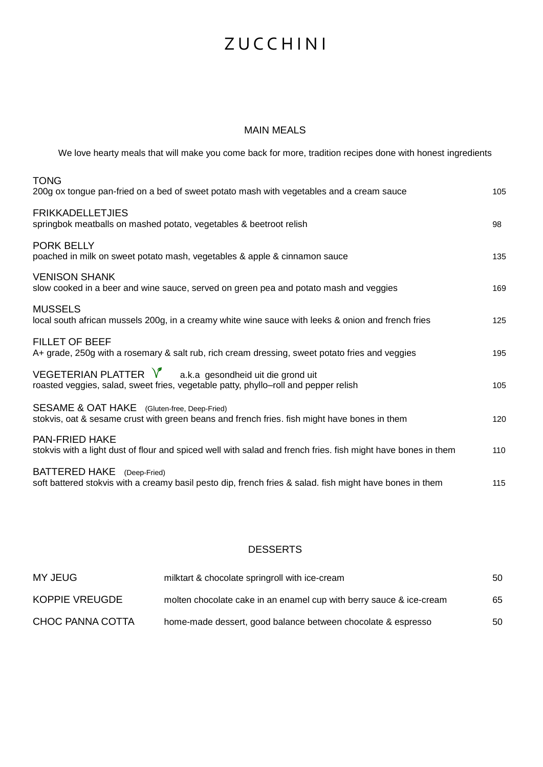# ZUCCHINI

## MAIN MEALS

We love hearty meals that will make you come back for more, tradition recipes done with honest ingredients

**TONG**
200g ox tongue pan-fried on a bed of sweet potato mash with vegetables and a cream sauce — 105

**FRIKKADELLETJIES**
springbok meatballs on mashed potato, vegetables & beetroot relish — 98

**PORK BELLY**
poached in milk on sweet potato mash, vegetables & apple & cinnamon sauce — 135

**VENISON SHANK**
slow cooked in a beer and wine sauce, served on green pea and potato mash and veggies — 169

**MUSSELS**
local south african mussels 200g, in a creamy white wine sauce with leeks & onion and french fries — 125

**FILLET OF BEEF**
A+ grade, 250g with a rosemary & salt rub, rich cream dressing, sweet potato fries and veggies — 195

**VEGETERIAN PLATTER** (V) a.k.a gesondheid uit die grond uit
roasted veggies, salad, sweet fries, vegetable patty, phyllo–roll and pepper relish — 105

**SESAME & OAT HAKE** (Gluten-free, Deep-Fried)
stokvis, oat & sesame crust with green beans and french fries. fish might have bones in them — 120

**PAN-FRIED HAKE**
stokvis with a light dust of flour and spiced well with salad and french fries. fish might have bones in them — 110

**BATTERED HAKE** (Deep-Fried)
soft battered stokvis with a creamy basil pesto dip, french fries & salad. fish might have bones in them — 115

## DESSERTS

| | | |
|---|---|---|
| MY JEUG | milktart & chocolate springroll with ice-cream | 50 |
| KOPPIE VREUGDE | molten chocolate cake in an enamel cup with berry sauce & ice-cream | 65 |
| CHOC PANNA COTTA | home-made dessert, good balance between chocolate & espresso | 50 |